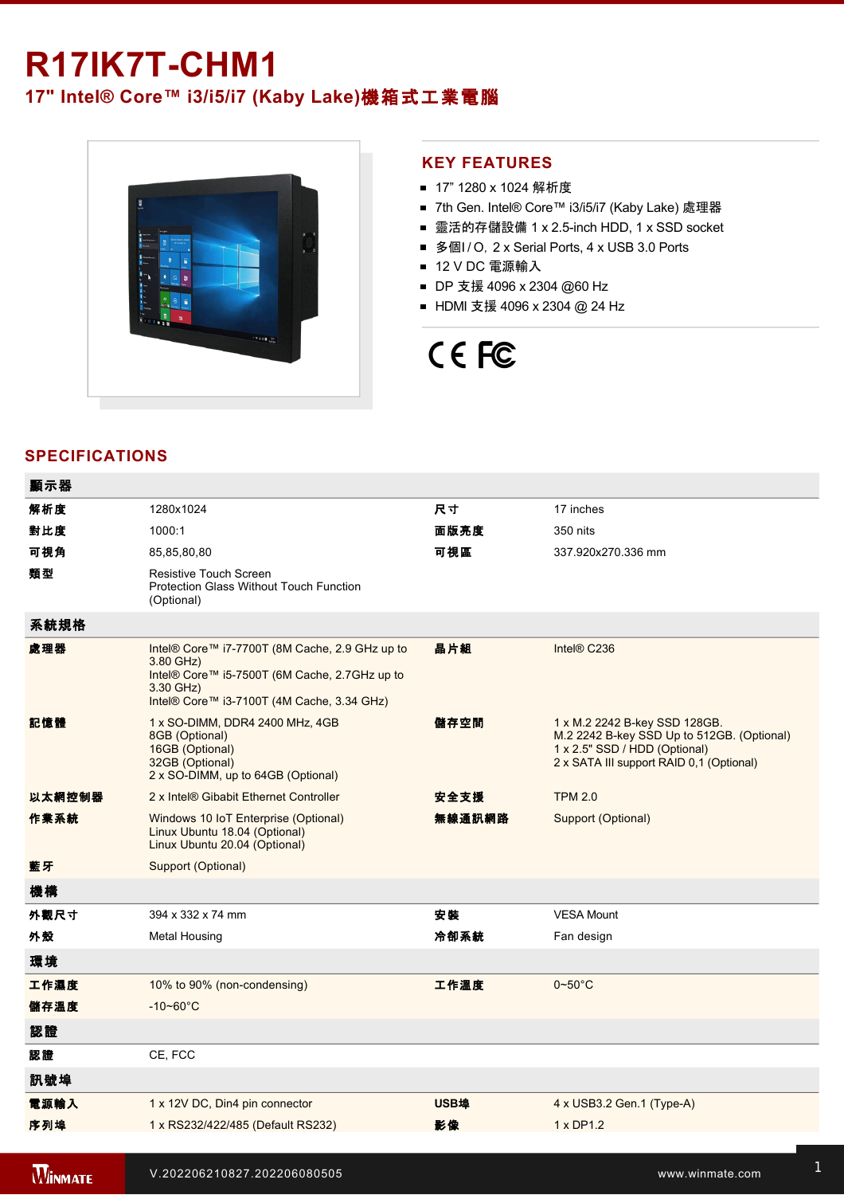# R17IK7T-CHM1

## 17" Intel® Core™ i3/i5/i7 (Kaby Lake)機箱式工業電腦

## KEY FEATURES

- 17" 1280 x 1024 解析度
- 7th Gen. Intel® Core™ i3/i5/i7 (Kaby Lake) 處理器
- 靈活的存儲設備 1 x 2.5-inch HDD, 1 x SSD socket
- 多個I / O，2 x Serial Ports, 4 x USB 3.0 Ports
- 12 V DC 電源輸入
- DP 支援 4096 x 2304 @60 Hz
- HDMI 支援 4096 x 2304 @ 24 Hz

## SPECIFICATIONS

| 顯示器 | | | |
|---|---|---|---|
| 解析度 | 1280x1024 | 尺寸 | 17 inches |
| 對比度 | 1000:1 | 面版亮度 | 350 nits |
| 可視角 | 85,85,80,80 | 可視區 | 337.920x270.336 mm |
| 類型 | Resistive Touch Screen<br>Protection Glass Without Touch Function (Optional) | | |
| **系統規格** | | | |
| 處理器 | Intel® Core™ i7-7700T (8M Cache, 2.9 GHz up to 3.80 GHz)<br>Intel® Core™ i5-7500T (6M Cache, 2.7GHz up to 3.30 GHz)<br>Intel® Core™ i3-7100T (4M Cache, 3.34 GHz) | 晶片組 | Intel® C236 |
| 記憶體 | 1 x SO-DIMM, DDR4 2400 MHz, 4GB<br>8GB (Optional)<br>16GB (Optional)<br>32GB (Optional)<br>2 x SO-DIMM, up to 64GB (Optional) | 儲存空間 | 1 x M.2 2242 B-key SSD 128GB.<br>M.2 2242 B-key SSD Up to 512GB. (Optional)<br>1 x 2.5" SSD / HDD (Optional)<br>2 x SATA III support RAID 0,1 (Optional) |
| 以太網控制器 | 2 x Intel® Gibabit Ethernet Controller | 安全支援 | TPM 2.0 |
| 作業系統 | Windows 10 IoT Enterprise (Optional)<br>Linux Ubuntu 18.04 (Optional)<br>Linux Ubuntu 20.04 (Optional) | 無線通訊網路 | Support (Optional) |
| 藍牙 | Support (Optional) | | |
| **機構** | | | |
| 外觀尺寸 | 394 x 332 x 74 mm | 安裝 | VESA Mount |
| 外殼 | Metal Housing | 冷卻系統 | Fan design |
| **環境** | | | |
| 工作濕度 | 10% to 90% (non-condensing) | 工作溫度 | 0~50°C |
| 儲存溫度 | -10~60°C | | |
| **認證** | | | |
| 認證 | CE, FCC | | |
| **訊號埠** | | | |
| 電源輸入 | 1 x 12V DC, Din4 pin connector | USB埠 | 4 x USB3.2 Gen.1 (Type-A) |
| 序列埠 | 1 x RS232/422/485 (Default RS232) | 影像 | 1 x DP1.2 |

V.202206210827.202206080505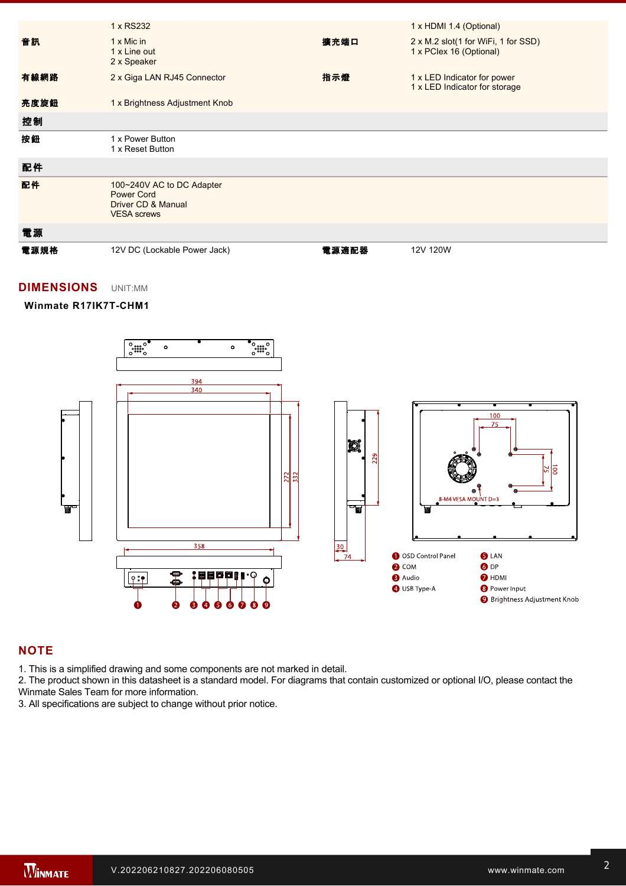| | | | |
|---|---|---|---|
| | 1 x RS232 | | 1 x HDMI 1.4 (Optional) |
| 音訊 | 1 x Mic in<br>1 x Line out<br>2 x Speaker | 擴充端口 | 2 x M.2 slot(1 for WiFi, 1 for SSD)<br>1 x PClex 16 (Optional) |
| 有線網路 | 2 x Giga LAN RJ45 Connector | 指示燈 | 1 x LED Indicator for power<br>1 x LED Indicator for storage |
| 亮度旋鈕 | 1 x Brightness Adjustment Knob | | |

## 控制

| | | | |
|---|---|---|---|
| 按鈕 | 1 x Power Button<br>1 x Reset Button | | |

## 配件

| | | | |
|---|---|---|---|
| 配件 | 100~240V AC to DC Adapter<br>Power Cord<br>Driver CD & Manual<br>VESA screws | | |

## 電源

| | | | |
|---|---|---|---|
| 電源規格 | 12V DC (Lockable Power Jack) | 電源適配器 | 12V 120W |

## DIMENSIONS UNIT:MM

**Winmate R17IK7T-CHM1**

394
340
272
332
358
229
30
74
100
75
100
75
8-M4 VESA MOUNT D=3

1 OSD Control Panel
2 COM
3 Audio
4 USB Type-A
5 LAN
6 DP
7 HDMI
8 Power Input
9 Brightness Adjustment Knob

## NOTE

1. This is a simplified drawing and some components are not marked in detail.
2. The product shown in this datasheet is a standard model. For diagrams that contain customized or optional I/O, please contact the Winmate Sales Team for more information.
3. All specifications are subject to change without prior notice.